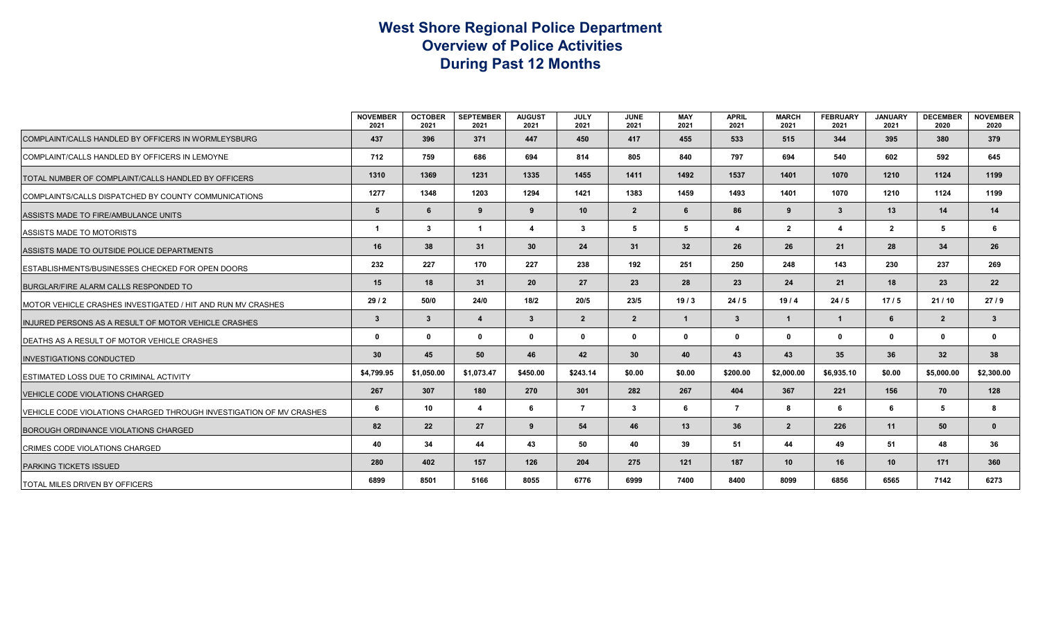# West Shore Regional Police Department
## Overview of Police Activities
## During Past 12 Months

| | NOVEMBER 2021 | OCTOBER 2021 | SEPTEMBER 2021 | AUGUST 2021 | JULY 2021 | JUNE 2021 | MAY 2021 | APRIL 2021 | MARCH 2021 | FEBRUARY 2021 | JANUARY 2021 | DECEMBER 2020 | NOVEMBER 2020 |
|---|---|---|---|---|---|---|---|---|---|---|---|---|---|
| COMPLAINT/CALLS HANDLED BY OFFICERS IN WORMLEYSBURG | 437 | 396 | 371 | 447 | 450 | 417 | 455 | 533 | 515 | 344 | 395 | 380 | 379 |
| COMPLAINT/CALLS HANDLED BY OFFICERS IN LEMOYNE | 712 | 759 | 686 | 694 | 814 | 805 | 840 | 797 | 694 | 540 | 602 | 592 | 645 |
| TOTAL NUMBER OF COMPLAINT/CALLS HANDLED BY OFFICERS | 1310 | 1369 | 1231 | 1335 | 1455 | 1411 | 1492 | 1537 | 1401 | 1070 | 1210 | 1124 | 1199 |
| COMPLAINTS/CALLS DISPATCHED BY COUNTY COMMUNICATIONS | 1277 | 1348 | 1203 | 1294 | 1421 | 1383 | 1459 | 1493 | 1401 | 1070 | 1210 | 1124 | 1199 |
| ASSISTS MADE TO FIRE/AMBULANCE UNITS | 5 | 6 | 9 | 9 | 10 | 2 | 6 | 86 | 9 | 3 | 13 | 14 | 14 |
| ASSISTS MADE TO MOTORISTS | 1 | 3 | 1 | 4 | 3 | 5 | 5 | 4 | 2 | 4 | 2 | 5 | 6 |
| ASSISTS MADE TO OUTSIDE POLICE DEPARTMENTS | 16 | 38 | 31 | 30 | 24 | 31 | 32 | 26 | 26 | 21 | 28 | 34 | 26 |
| ESTABLISHMENTS/BUSINESSES CHECKED FOR OPEN DOORS | 232 | 227 | 170 | 227 | 238 | 192 | 251 | 250 | 248 | 143 | 230 | 237 | 269 |
| BURGLAR/FIRE ALARM CALLS RESPONDED TO | 15 | 18 | 31 | 20 | 27 | 23 | 28 | 23 | 24 | 21 | 18 | 23 | 22 |
| MOTOR VEHICLE CRASHES INVESTIGATED / HIT AND RUN MV CRASHES | 29 / 2 | 50/0 | 24/0 | 18/2 | 20/5 | 23/5 | 19 / 3 | 24 / 5 | 19 / 4 | 24 / 5 | 17 / 5 | 21 / 10 | 27 / 9 |
| INJURED PERSONS AS A RESULT OF MOTOR VEHICLE CRASHES | 3 | 3 | 4 | 3 | 2 | 2 | 1 | 3 | 1 | 1 | 6 | 2 | 3 |
| DEATHS AS A RESULT OF MOTOR VEHICLE CRASHES | 0 | 0 | 0 | 0 | 0 | 0 | 0 | 0 | 0 | 0 | 0 | 0 | 0 |
| INVESTIGATIONS CONDUCTED | 30 | 45 | 50 | 46 | 42 | 30 | 40 | 43 | 43 | 35 | 36 | 32 | 38 |
| ESTIMATED LOSS DUE TO CRIMINAL ACTIVITY | $4,799.95 | $1,050.00 | $1,073.47 | $450.00 | $243.14 | $0.00 | $0.00 | $200.00 | $2,000.00 | $6,935.10 | $0.00 | $5,000.00 | $2,300.00 |
| VEHICLE CODE VIOLATIONS CHARGED | 267 | 307 | 180 | 270 | 301 | 282 | 267 | 404 | 367 | 221 | 156 | 70 | 128 |
| VEHICLE CODE VIOLATIONS CHARGED THROUGH INVESTIGATION OF MV CRASHES | 6 | 10 | 4 | 6 | 7 | 3 | 6 | 7 | 8 | 6 | 6 | 5 | 8 |
| BOROUGH ORDINANCE VIOLATIONS CHARGED | 82 | 22 | 27 | 9 | 54 | 46 | 13 | 36 | 2 | 226 | 11 | 50 | 0 |
| CRIMES CODE VIOLATIONS CHARGED | 40 | 34 | 44 | 43 | 50 | 40 | 39 | 51 | 44 | 49 | 51 | 48 | 36 |
| PARKING TICKETS ISSUED | 280 | 402 | 157 | 126 | 204 | 275 | 121 | 187 | 10 | 16 | 10 | 171 | 360 |
| TOTAL MILES DRIVEN BY OFFICERS | 6899 | 8501 | 5166 | 8055 | 6776 | 6999 | 7400 | 8400 | 8099 | 6856 | 6565 | 7142 | 6273 |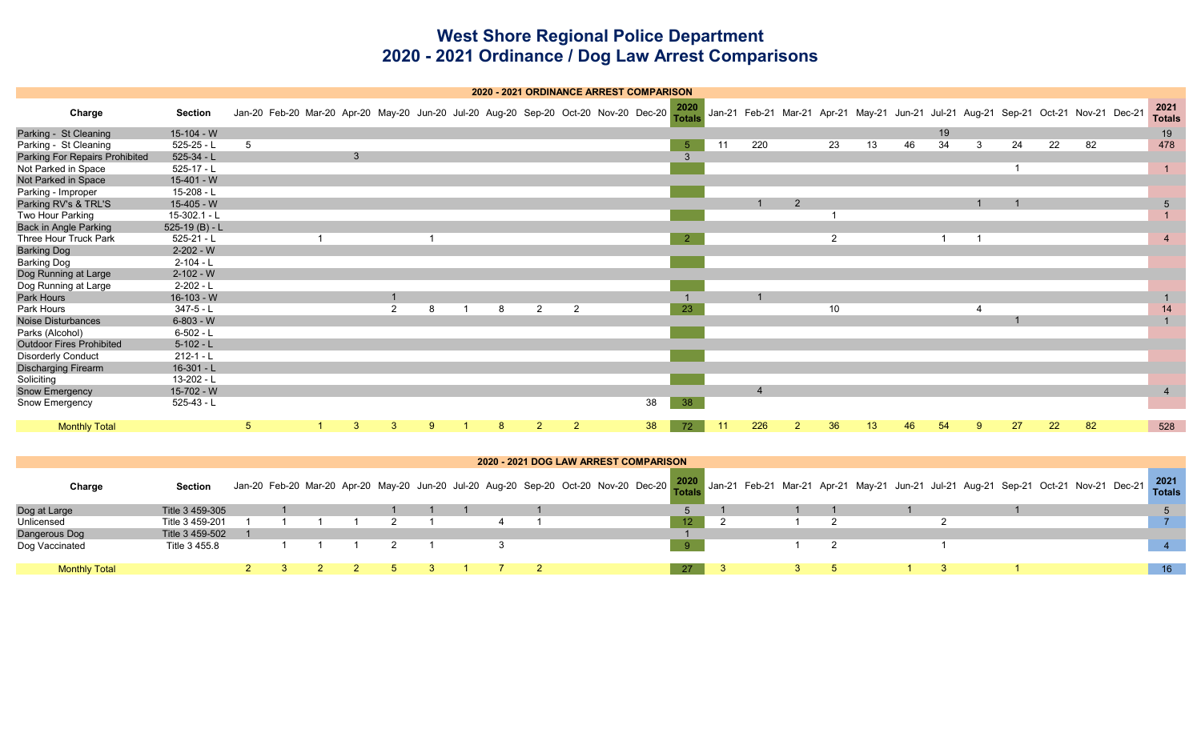# West Shore Regional Police Department
## 2020 - 2021 Ordinance / Dog Law Arrest Comparisons

### 2020 - 2021 ORDINANCE ARREST COMPARISON

| Charge | Section | Jan-20 | Feb-20 | Mar-20 | Apr-20 | May-20 | Jun-20 | Jul-20 | Aug-20 | Sep-20 | Oct-20 | Nov-20 | Dec-20 | 2020 Totals | Jan-21 | Feb-21 | Mar-21 | Apr-21 | May-21 | Jun-21 | Jul-21 | Aug-21 | Sep-21 | Oct-21 | Nov-21 | Dec-21 | 2021 Totals |
|---|---|---|---|---|---|---|---|---|---|---|---|---|---|---|---|---|---|---|---|---|---|---|---|---|---|---|---|
| Parking - St Cleaning | 15-104 - W | | | | | | | | | | | | | | | | | | | | 19 | | | | | | 19 |
| Parking - St Cleaning | 525-25 - L | 5 | | | | | | | | | | | | 5 | 11 | 220 | | 23 | 13 | 46 | 34 | 3 | 24 | 22 | 82 | | 478 |
| Parking For Repairs Prohibited | 525-34 - L | | | | 3 | | | | | | | | | 3 | | | | | | | | | | | | | |
| Not Parked in Space | 525-17 - L | | | | | | | | | | | | | | | | | | | | | | 1 | | | | 1 |
| Not Parked in Space | 15-401 - W | | | | | | | | | | | | | | | | | | | | | | | | | | |
| Parking - Improper | 15-208 - L | | | | | | | | | | | | | | | | | | | | | | | | | | |
| Parking RV's & TRL'S | 15-405 - W | | | | | | | | | | | | | | | 1 | 2 | | | | | 1 | 1 | | | | 5 |
| Two Hour Parking | 15-302.1 - L | | | | | | | | | | | | | | | | | 1 | | | | | | | | | 1 |
| Back in Angle Parking | 525-19 (B) - L | | | | | | | | | | | | | | | | | | | | | | | | | | |
| Three Hour Truck Park | 525-21 - L | | | 1 | | | 1 | | | | | | | 2 | | | | 2 | | | 1 | 1 | | | | | 4 |
| Barking Dog | 2-202 - W | | | | | | | | | | | | | | | | | | | | | | | | | | |
| Barking Dog | 2-104 - L | | | | | | | | | | | | | | | | | | | | | | | | | | |
| Dog Running at Large | 2-102 - W | | | | | | | | | | | | | | | | | | | | | | | | | | |
| Dog Running at Large | 2-202 - L | | | | | | | | | | | | | | | | | | | | | | | | | | |
| Park Hours | 16-103 - W | | | | | 1 | | | | | | | | 1 | | 1 | | | | | | | | | | | 1 |
| Park Hours | 347-5 - L | | | | | 2 | 8 | 1 | 8 | 2 | 2 | | | 23 | | | | 10 | | | | 4 | | | | | 14 |
| Noise Disturbances | 6-803 - W | | | | | | | | | | | | | | | | | | | | | | 1 | | | | 1 |
| Parks (Alcohol) | 6-502 - L | | | | | | | | | | | | | | | | | | | | | | | | | | |
| Outdoor Fires Prohibited | 5-102 - L | | | | | | | | | | | | | | | | | | | | | | | | | | |
| Disorderly Conduct | 212-1 - L | | | | | | | | | | | | | | | | | | | | | | | | | | |
| Discharging Firearm | 16-301 - L | | | | | | | | | | | | | | | | | | | | | | | | | | |
| Soliciting | 13-202 - L | | | | | | | | | | | | | | | | | | | | | | | | | | |
| Snow Emergency | 15-702 - W | | | | | | | | | | | | | | | 4 | | | | | | | | | | | 4 |
| Snow Emergency | 525-43 - L | | | | | | | | | | | | 38 | 38 | | | | | | | | | | | | | |
| Monthly Total | | 5 | | 1 | 3 | 3 | 9 | 1 | 8 | 2 | 2 | | 38 | 72 | 11 | 226 | 2 | 36 | 13 | 46 | 54 | 9 | 27 | 22 | 82 | | 528 |

### 2020 - 2021 DOG LAW ARREST COMPARISON

| Charge | Section | Jan-20 | Feb-20 | Mar-20 | Apr-20 | May-20 | Jun-20 | Jul-20 | Aug-20 | Sep-20 | Oct-20 | Nov-20 | Dec-20 | 2020 Totals | Jan-21 | Feb-21 | Mar-21 | Apr-21 | May-21 | Jun-21 | Jul-21 | Aug-21 | Sep-21 | Oct-21 | Nov-21 | Dec-21 | 2021 Totals |
|---|---|---|---|---|---|---|---|---|---|---|---|---|---|---|---|---|---|---|---|---|---|---|---|---|---|---|---|
| Dog at Large | Title 3 459-305 | | 1 | | | 1 | 1 | 1 | | 1 | | | | 5 | 1 | | 1 | 1 | | 1 | | | 1 | | | | 5 |
| Unlicensed | Title 3 459-201 | 1 | 1 | 1 | 1 | 2 | 1 | | 4 | 1 | | | | 12 | 2 | | 1 | 2 | | | 2 | | | | | | 7 |
| Dangerous Dog | Title 3 459-502 | 1 | | | | | | | | | | | | 1 | | | | | | | | | | | | | |
| Dog Vaccinated | Title 3 455.8 | | 1 | 1 | 1 | 2 | 1 | | 3 | | | | | 9 | | | 1 | 2 | | | 1 | | | | | | 4 |
| Monthly Total | | 2 | 3 | 2 | 2 | 5 | 3 | 1 | 7 | 2 | | | | 27 | 3 | | 3 | 5 | | 1 | 3 | | 1 | | | | 16 |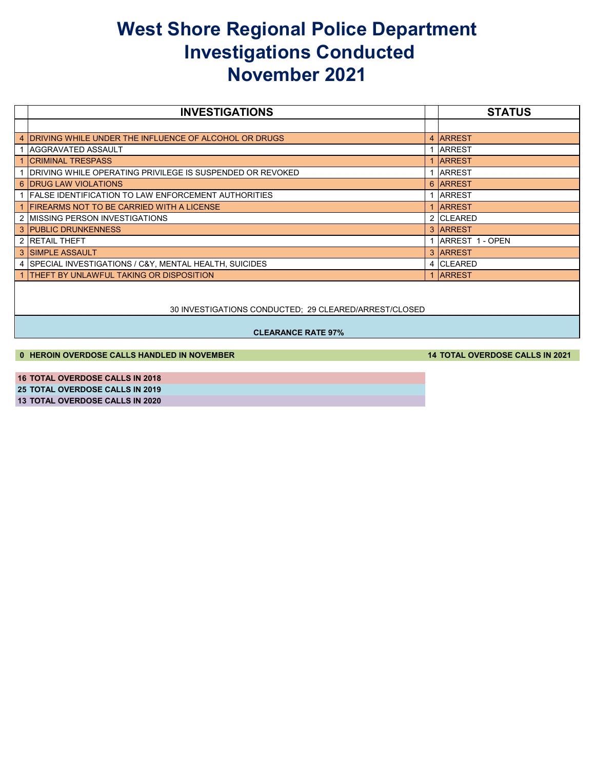# West Shore Regional Police Department
# Investigations Conducted
# November 2021

| | INVESTIGATIONS | | STATUS |
|---|---|---|---|
| | | | |
| 4 | DRIVING WHILE UNDER THE INFLUENCE OF ALCOHOL OR DRUGS | 4 | ARREST |
| 1 | AGGRAVATED ASSAULT | 1 | ARREST |
| 1 | CRIMINAL TRESPASS | 1 | ARREST |
| 1 | DRIVING WHILE OPERATING PRIVILEGE IS SUSPENDED OR REVOKED | 1 | ARREST |
| 6 | DRUG LAW VIOLATIONS | 6 | ARREST |
| 1 | FALSE IDENTIFICATION TO LAW ENFORCEMENT AUTHORITIES | 1 | ARREST |
| 1 | FIREARMS NOT TO BE CARRIED WITH A LICENSE | 1 | ARREST |
| 2 | MISSING PERSON INVESTIGATIONS | 2 | CLEARED |
| 3 | PUBLIC DRUNKENNESS | 3 | ARREST |
| 2 | RETAIL THEFT | 1 | ARREST 1 - OPEN |
| 3 | SIMPLE ASSAULT | 3 | ARREST |
| 4 | SPECIAL INVESTIGATIONS / C&Y, MENTAL HEALTH, SUICIDES | 4 | CLEARED |
| 1 | THEFT BY UNLAWFUL TAKING OR DISPOSITION | 1 | ARREST |

30 INVESTIGATIONS CONDUCTED; 29 CLEARED/ARREST/CLOSED

**CLEARANCE RATE 97%**

**0 HEROIN OVERDOSE CALLS HANDLED IN NOVEMBER**

**14 TOTAL OVERDOSE CALLS IN 2021**

**16 TOTAL OVERDOSE CALLS IN 2018**
**25 TOTAL OVERDOSE CALLS IN 2019**
**13 TOTAL OVERDOSE CALLS IN 2020**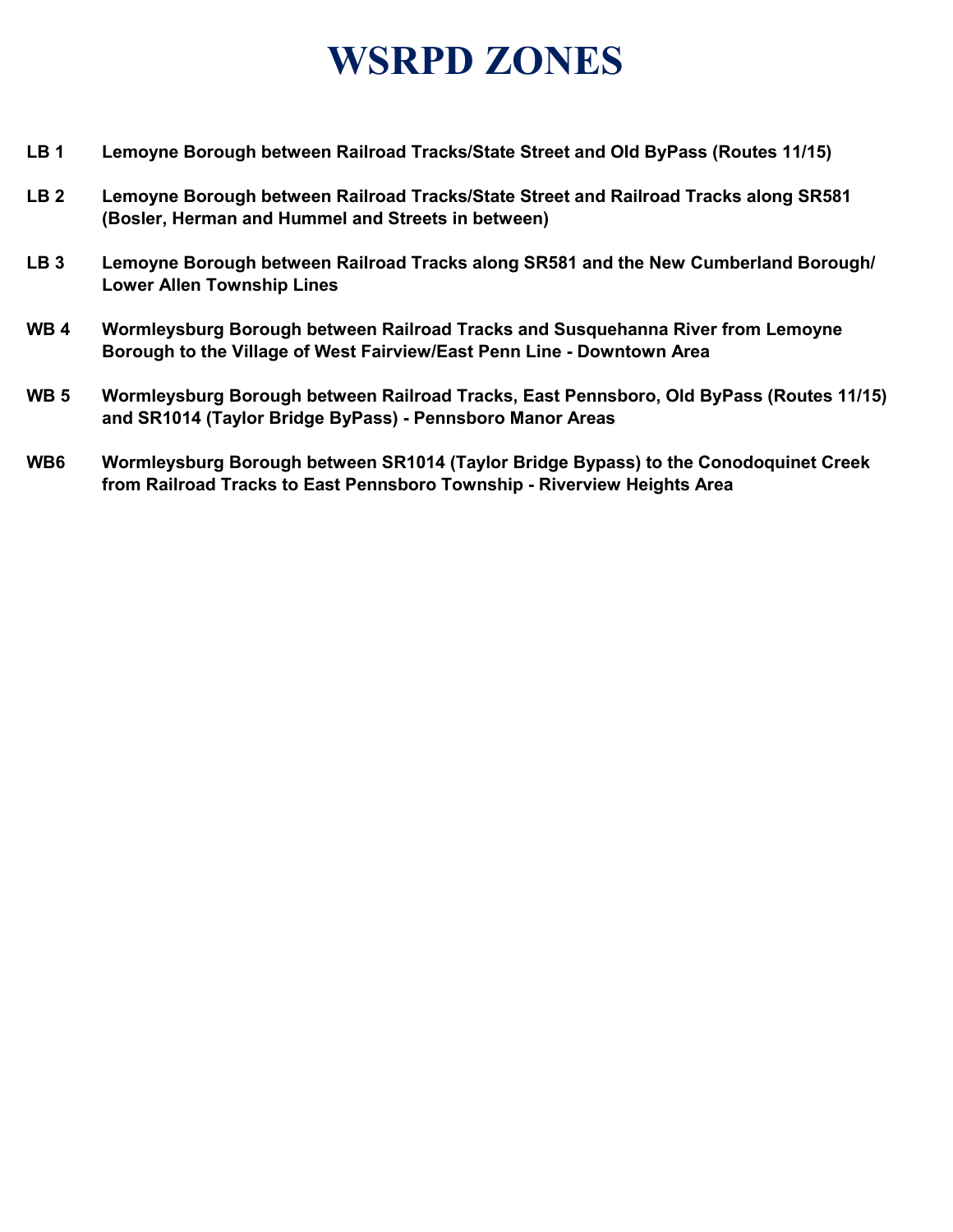# WSRPD ZONES

**LB 1** **Lemoyne Borough between Railroad Tracks/State Street and Old ByPass (Routes 11/15)**

**LB 2** **Lemoyne Borough between Railroad Tracks/State Street and Railroad Tracks along SR581 (Bosler, Herman and Hummel and Streets in between)**

**LB 3** **Lemoyne Borough between Railroad Tracks along SR581 and the New Cumberland Borough/ Lower Allen Township Lines**

**WB 4** **Wormleysburg Borough between Railroad Tracks and Susquehanna River from Lemoyne Borough to the Village of West Fairview/East Penn Line - Downtown Area**

**WB 5** **Wormleysburg Borough between Railroad Tracks, East Pennsboro, Old ByPass (Routes 11/15) and SR1014 (Taylor Bridge ByPass) - Pennsboro Manor Areas**

**WB6** **Wormleysburg Borough between SR1014 (Taylor Bridge Bypass) to the Conodoquinet Creek from Railroad Tracks to East Pennsboro Township - Riverview Heights Area**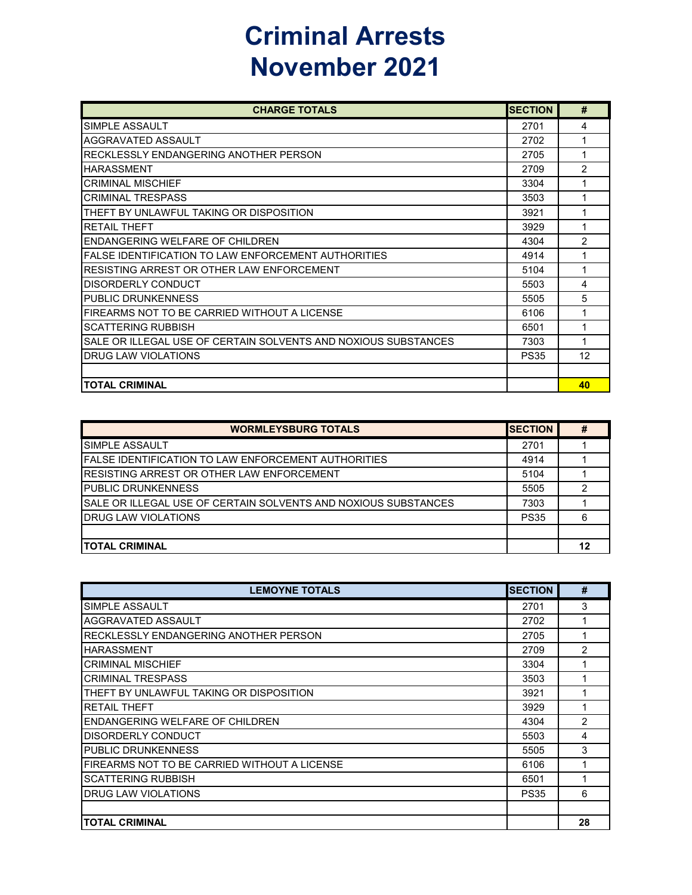# Criminal Arrests
# November 2021

| CHARGE TOTALS | SECTION | # |
|---|---|---|
| SIMPLE ASSAULT | 2701 | 4 |
| AGGRAVATED ASSAULT | 2702 | 1 |
| RECKLESSLY ENDANGERING ANOTHER PERSON | 2705 | 1 |
| HARASSMENT | 2709 | 2 |
| CRIMINAL MISCHIEF | 3304 | 1 |
| CRIMINAL TRESPASS | 3503 | 1 |
| THEFT BY UNLAWFUL TAKING OR DISPOSITION | 3921 | 1 |
| RETAIL THEFT | 3929 | 1 |
| ENDANGERING WELFARE OF CHILDREN | 4304 | 2 |
| FALSE IDENTIFICATION TO LAW ENFORCEMENT AUTHORITIES | 4914 | 1 |
| RESISTING ARREST OR OTHER LAW ENFORCEMENT | 5104 | 1 |
| DISORDERLY CONDUCT | 5503 | 4 |
| PUBLIC DRUNKENNESS | 5505 | 5 |
| FIREARMS NOT TO BE CARRIED WITHOUT A LICENSE | 6106 | 1 |
| SCATTERING RUBBISH | 6501 | 1 |
| SALE OR ILLEGAL USE OF CERTAIN SOLVENTS AND NOXIOUS SUBSTANCES | 7303 | 1 |
| DRUG LAW VIOLATIONS | PS35 | 12 |
| | | |
| **TOTAL CRIMINAL** | | **40** |

| WORMLEYSBURG TOTALS | SECTION | # |
|---|---|---|
| SIMPLE ASSAULT | 2701 | 1 |
| FALSE IDENTIFICATION TO LAW ENFORCEMENT AUTHORITIES | 4914 | 1 |
| RESISTING ARREST OR OTHER LAW ENFORCEMENT | 5104 | 1 |
| PUBLIC DRUNKENNESS | 5505 | 2 |
| SALE OR ILLEGAL USE OF CERTAIN SOLVENTS AND NOXIOUS SUBSTANCES | 7303 | 1 |
| DRUG LAW VIOLATIONS | PS35 | 6 |
| | | |
| **TOTAL CRIMINAL** | | **12** |

| LEMOYNE TOTALS | SECTION | # |
|---|---|---|
| SIMPLE ASSAULT | 2701 | 3 |
| AGGRAVATED ASSAULT | 2702 | 1 |
| RECKLESSLY ENDANGERING ANOTHER PERSON | 2705 | 1 |
| HARASSMENT | 2709 | 2 |
| CRIMINAL MISCHIEF | 3304 | 1 |
| CRIMINAL TRESPASS | 3503 | 1 |
| THEFT BY UNLAWFUL TAKING OR DISPOSITION | 3921 | 1 |
| RETAIL THEFT | 3929 | 1 |
| ENDANGERING WELFARE OF CHILDREN | 4304 | 2 |
| DISORDERLY CONDUCT | 5503 | 4 |
| PUBLIC DRUNKENNESS | 5505 | 3 |
| FIREARMS NOT TO BE CARRIED WITHOUT A LICENSE | 6106 | 1 |
| SCATTERING RUBBISH | 6501 | 1 |
| DRUG LAW VIOLATIONS | PS35 | 6 |
| | | |
| **TOTAL CRIMINAL** | | **28** |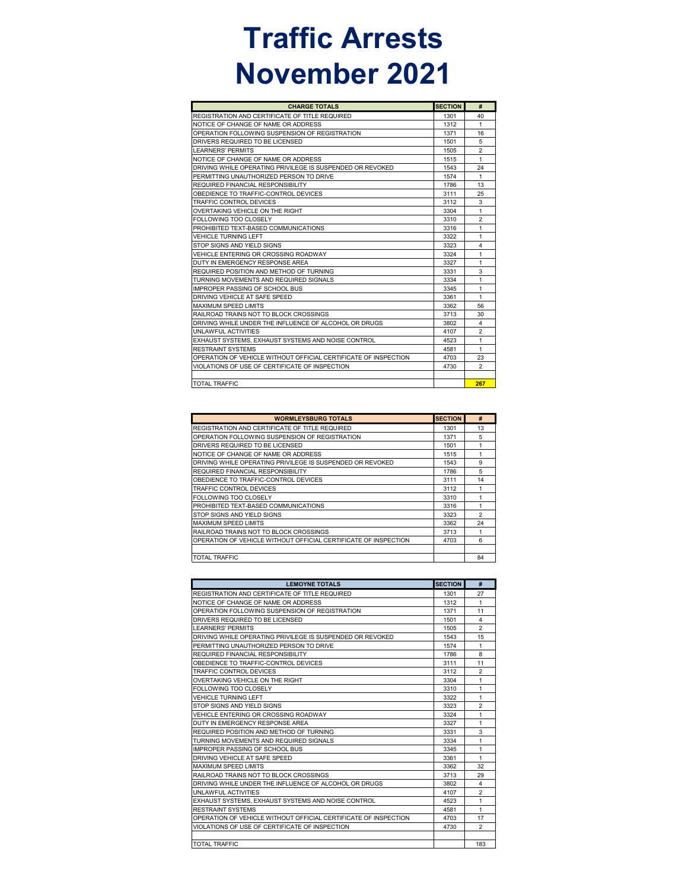# Traffic Arrests November 2021

| CHARGE TOTALS | SECTION | # |
|---|---|---|
| REGISTRATION AND CERTIFICATE OF TITLE REQUIRED | 1301 | 40 |
| NOTICE OF CHANGE OF NAME OR ADDRESS | 1312 | 1 |
| OPERATION FOLLOWING SUSPENSION OF REGISTRATION | 1371 | 16 |
| DRIVERS REQUIRED TO BE LICENSED | 1501 | 5 |
| LEARNERS' PERMITS | 1505 | 2 |
| NOTICE OF CHANGE OF NAME OR ADDRESS | 1515 | 1 |
| DRIVING WHILE OPERATING PRIVILEGE IS SUSPENDED OR REVOKED | 1543 | 24 |
| PERMITTING UNAUTHORIZED PERSON TO DRIVE | 1574 | 1 |
| REQUIRED FINANCIAL RESPONSIBILITY | 1786 | 13 |
| OBEDIENCE TO TRAFFIC-CONTROL DEVICES | 3111 | 25 |
| TRAFFIC CONTROL DEVICES | 3112 | 3 |
| OVERTAKING VEHICLE ON THE RIGHT | 3304 | 1 |
| FOLLOWING TOO CLOSELY | 3310 | 2 |
| PROHIBITED TEXT-BASED COMMUNICATIONS | 3316 | 1 |
| VEHICLE TURNING LEFT | 3322 | 1 |
| STOP SIGNS AND YIELD SIGNS | 3323 | 4 |
| VEHICLE ENTERING OR CROSSING ROADWAY | 3324 | 1 |
| DUTY IN EMERGENCY RESPONSE AREA | 3327 | 1 |
| REQUIRED POSITION AND METHOD OF TURNING | 3331 | 3 |
| TURNING MOVEMENTS AND REQUIRED SIGNALS | 3334 | 1 |
| IMPROPER PASSING OF SCHOOL BUS | 3345 | 1 |
| DRIVING VEHICLE AT SAFE SPEED | 3361 | 1 |
| MAXIMUM SPEED LIMITS | 3362 | 56 |
| RAILROAD TRAINS NOT TO BLOCK CROSSINGS | 3713 | 30 |
| DRIVING WHILE UNDER THE INFLUENCE OF ALCOHOL OR DRUGS | 3802 | 4 |
| UNLAWFUL ACTIVITIES | 4107 | 2 |
| EXHAUST SYSTEMS, EXHAUST SYSTEMS AND NOISE CONTROL | 4523 | 1 |
| RESTRAINT SYSTEMS | 4581 | 1 |
| OPERATION OF VEHICLE WITHOUT OFFICIAL CERTIFICATE OF INSPECTION | 4703 | 23 |
| VIOLATIONS OF USE OF CERTIFICATE OF INSPECTION | 4730 | 2 |
| | | |
| TOTAL TRAFFIC | | 267 |

| WORMLEYSBURG TOTALS | SECTION | # |
|---|---|---|
| REGISTRATION AND CERTIFICATE OF TITLE REQUIRED | 1301 | 13 |
| OPERATION FOLLOWING SUSPENSION OF REGISTRATION | 1371 | 5 |
| DRIVERS REQUIRED TO BE LICENSED | 1501 | 1 |
| NOTICE OF CHANGE OF NAME OR ADDRESS | 1515 | 1 |
| DRIVING WHILE OPERATING PRIVILEGE IS SUSPENDED OR REVOKED | 1543 | 9 |
| REQUIRED FINANCIAL RESPONSIBILITY | 1786 | 5 |
| OBEDIENCE TO TRAFFIC-CONTROL DEVICES | 3111 | 14 |
| TRAFFIC CONTROL DEVICES | 3112 | 1 |
| FOLLOWING TOO CLOSELY | 3310 | 1 |
| PROHIBITED TEXT-BASED COMMUNICATIONS | 3316 | 1 |
| STOP SIGNS AND YIELD SIGNS | 3323 | 2 |
| MAXIMUM SPEED LIMITS | 3362 | 24 |
| RAILROAD TRAINS NOT TO BLOCK CROSSINGS | 3713 | 1 |
| OPERATION OF VEHICLE WITHOUT OFFICIAL CERTIFICATE OF INSPECTION | 4703 | 6 |
| | | |
| TOTAL TRAFFIC | | 84 |

| LEMOYNE TOTALS | SECTION | # |
|---|---|---|
| REGISTRATION AND CERTIFICATE OF TITLE REQUIRED | 1301 | 27 |
| NOTICE OF CHANGE OF NAME OR ADDRESS | 1312 | 1 |
| OPERATION FOLLOWING SUSPENSION OF REGISTRATION | 1371 | 11 |
| DRIVERS REQUIRED TO BE LICENSED | 1501 | 4 |
| LEARNERS' PERMITS | 1505 | 2 |
| DRIVING WHILE OPERATING PRIVILEGE IS SUSPENDED OR REVOKED | 1543 | 15 |
| PERMITTING UNAUTHORIZED PERSON TO DRIVE | 1574 | 1 |
| REQUIRED FINANCIAL RESPONSIBILITY | 1786 | 8 |
| OBEDIENCE TO TRAFFIC-CONTROL DEVICES | 3111 | 11 |
| TRAFFIC CONTROL DEVICES | 3112 | 2 |
| OVERTAKING VEHICLE ON THE RIGHT | 3304 | 1 |
| FOLLOWING TOO CLOSELY | 3310 | 1 |
| VEHICLE TURNING LEFT | 3322 | 1 |
| STOP SIGNS AND YIELD SIGNS | 3323 | 2 |
| VEHICLE ENTERING OR CROSSING ROADWAY | 3324 | 1 |
| DUTY IN EMERGENCY RESPONSE AREA | 3327 | 1 |
| REQUIRED POSITION AND METHOD OF TURNING | 3331 | 3 |
| TURNING MOVEMENTS AND REQUIRED SIGNALS | 3334 | 1 |
| IMPROPER PASSING OF SCHOOL BUS | 3345 | 1 |
| DRIVING VEHICLE AT SAFE SPEED | 3361 | 1 |
| MAXIMUM SPEED LIMITS | 3362 | 32 |
| RAILROAD TRAINS NOT TO BLOCK CROSSINGS | 3713 | 29 |
| DRIVING WHILE UNDER THE INFLUENCE OF ALCOHOL OR DRUGS | 3802 | 4 |
| UNLAWFUL ACTIVITIES | 4107 | 2 |
| EXHAUST SYSTEMS, EXHAUST SYSTEMS AND NOISE CONTROL | 4523 | 1 |
| RESTRAINT SYSTEMS | 4581 | 1 |
| OPERATION OF VEHICLE WITHOUT OFFICIAL CERTIFICATE OF INSPECTION | 4703 | 17 |
| VIOLATIONS OF USE OF CERTIFICATE OF INSPECTION | 4730 | 2 |
| | | |
| TOTAL TRAFFIC | | 183 |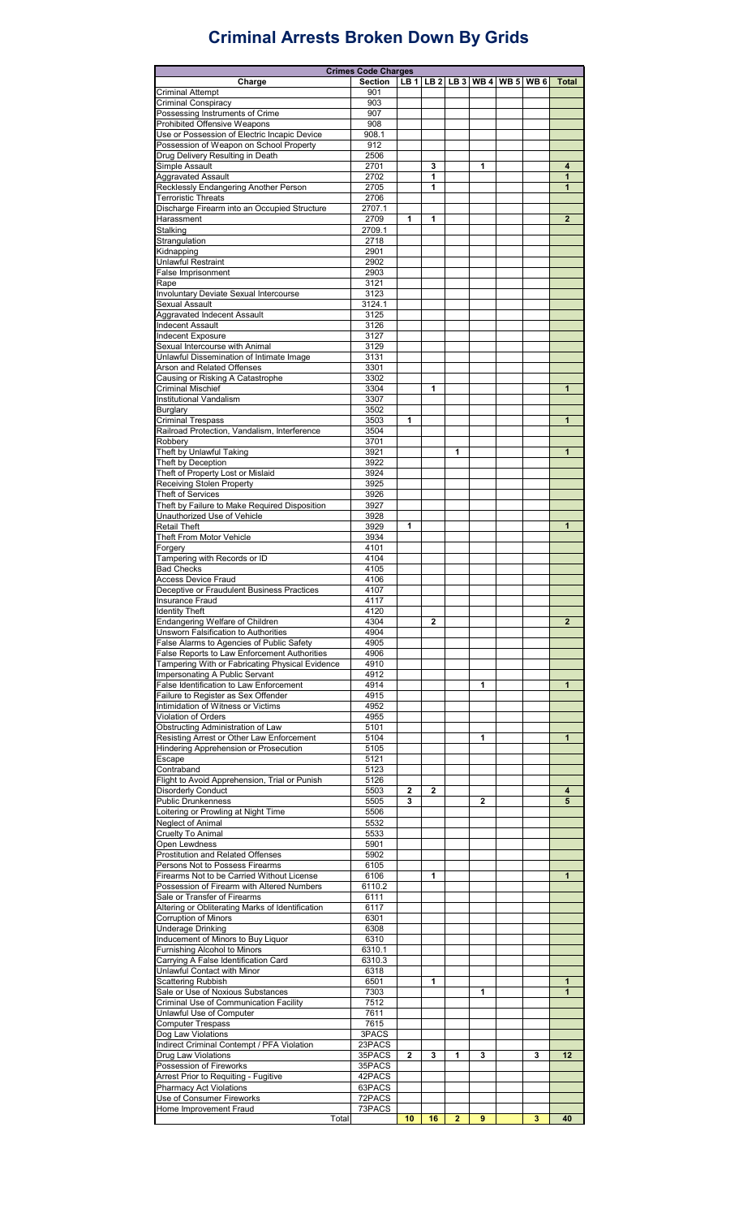# Criminal Arrests Broken Down By Grids

| Crimes Code Charges | | | | | | | | |
|---|---|---|---|---|---|---|---|---|
| Charge | Section | LB 1 | LB 2 | LB 3 | WB 4 | WB 5 | WB 6 | Total |
| Criminal Attempt | 901 | | | | | | | |
| Criminal Conspiracy | 903 | | | | | | | |
| Possessing Instruments of Crime | 907 | | | | | | | |
| Prohibited Offensive Weapons | 908 | | | | | | | |
| Use or Possession of Electric Incapic Device | 908.1 | | | | | | | |
| Possession of Weapon on School Property | 912 | | | | | | | |
| Drug Delivery Resulting in Death | 2506 | | | | | | | |
| Simple Assault | 2701 | | 3 | | 1 | | | 4 |
| Aggravated Assault | 2702 | | 1 | | | | | 1 |
| Recklessly Endangering Another Person | 2705 | | 1 | | | | | 1 |
| Terroristic Threats | 2706 | | | | | | | |
| Discharge Firearm into an Occupied Structure | 2707.1 | | | | | | | |
| Harassment | 2709 | 1 | 1 | | | | | 2 |
| Stalking | 2709.1 | | | | | | | |
| Strangulation | 2718 | | | | | | | |
| Kidnapping | 2901 | | | | | | | |
| Unlawful Restraint | 2902 | | | | | | | |
| False Imprisonment | 2903 | | | | | | | |
| Rape | 3121 | | | | | | | |
| Involuntary Deviate Sexual Intercourse | 3123 | | | | | | | |
| Sexual Assault | 3124.1 | | | | | | | |
| Aggravated Indecent Assault | 3125 | | | | | | | |
| Indecent Assault | 3126 | | | | | | | |
| Indecent Exposure | 3127 | | | | | | | |
| Sexual Intercourse with Animal | 3129 | | | | | | | |
| Unlawful Dissemination of Intimate Image | 3131 | | | | | | | |
| Arson and Related Offenses | 3301 | | | | | | | |
| Causing or Risking A Catastrophe | 3302 | | | | | | | |
| Criminal Mischief | 3304 | | 1 | | | | | 1 |
| Institutional Vandalism | 3307 | | | | | | | |
| Burglary | 3502 | | | | | | | |
| Criminal Trespass | 3503 | 1 | | | | | | 1 |
| Railroad Protection, Vandalism, Interference | 3504 | | | | | | | |
| Robbery | 3701 | | | | | | | |
| Theft by Unlawful Taking | 3921 | | | 1 | | | | 1 |
| Theft by Deception | 3922 | | | | | | | |
| Theft of Property Lost or Mislaid | 3924 | | | | | | | |
| Receiving Stolen Property | 3925 | | | | | | | |
| Theft of Services | 3926 | | | | | | | |
| Theft by Failure to Make Required Disposition | 3927 | | | | | | | |
| Unauthorized Use of Vehicle | 3928 | | | | | | | |
| Retail Theft | 3929 | 1 | | | | | | 1 |
| Theft From Motor Vehicle | 3934 | | | | | | | |
| Forgery | 4101 | | | | | | | |
| Tampering with Records or ID | 4104 | | | | | | | |
| Bad Checks | 4105 | | | | | | | |
| Access Device Fraud | 4106 | | | | | | | |
| Deceptive or Fraudulent Business Practices | 4107 | | | | | | | |
| Insurance Fraud | 4117 | | | | | | | |
| Identity Theft | 4120 | | | | | | | |
| Endangering Welfare of Children | 4304 | | 2 | | | | | 2 |
| Unsworn Falsification to Authorities | 4904 | | | | | | | |
| False Alarms to Agencies of Public Safety | 4905 | | | | | | | |
| False Reports to Law Enforcement Authorities | 4906 | | | | | | | |
| Tampering With or Fabricating Physical Evidence | 4910 | | | | | | | |
| Impersonating A Public Servant | 4912 | | | | | | | |
| False Identification to Law Enforcement | 4914 | | | | 1 | | | 1 |
| Failure to Register as Sex Offender | 4915 | | | | | | | |
| Intimidation of Witness or Victims | 4952 | | | | | | | |
| Violation of Orders | 4955 | | | | | | | |
| Obstructing Administration of Law | 5101 | | | | | | | |
| Resisting Arrest or Other Law Enforcement | 5104 | | | | 1 | | | 1 |
| Hindering Apprehension or Prosecution | 5105 | | | | | | | |
| Escape | 5121 | | | | | | | |
| Contraband | 5123 | | | | | | | |
| Flight to Avoid Apprehension, Trial or Punish | 5126 | | | | | | | |
| Disorderly Conduct | 5503 | 2 | 2 | | | | | 4 |
| Public Drunkenness | 5505 | 3 | | | 2 | | | 5 |
| Loitering or Prowling at Night Time | 5506 | | | | | | | |
| Neglect of Animal | 5532 | | | | | | | |
| Cruelty To Animal | 5533 | | | | | | | |
| Open Lewdness | 5901 | | | | | | | |
| Prostitution and Related Offenses | 5902 | | | | | | | |
| Persons Not to Possess Firearms | 6105 | | | | | | | |
| Firearms Not to be Carried Without License | 6106 | | 1 | | | | | 1 |
| Possession of Firearm with Altered Numbers | 6110.2 | | | | | | | |
| Sale or Transfer of Firearms | 6111 | | | | | | | |
| Altering or Obliterating Marks of Identification | 6117 | | | | | | | |
| Corruption of Minors | 6301 | | | | | | | |
| Underage Drinking | 6308 | | | | | | | |
| Inducement of Minors to Buy Liquor | 6310 | | | | | | | |
| Furnishing Alcohol to Minors | 6310.1 | | | | | | | |
| Carrying A False Identification Card | 6310.3 | | | | | | | |
| Unlawful Contact with Minor | 6318 | | | | | | | |
| Scattering Rubbish | 6501 | | 1 | | | | | 1 |
| Sale or Use of Noxious Substances | 7303 | | | | 1 | | | 1 |
| Criminal Use of Communication Facility | 7512 | | | | | | | |
| Unlawful Use of Computer | 7611 | | | | | | | |
| Computer Trespass | 7615 | | | | | | | |
| Dog Law Violations | 3PACS | | | | | | | |
| Indirect Criminal Contempt / PFA Violation | 23PACS | | | | | | | |
| Drug Law Violations | 35PACS | 2 | 3 | 1 | 3 | | 3 | 12 |
| Possession of Fireworks | 35PACS | | | | | | | |
| Arrest Prior to Requiting - Fugitive | 42PACS | | | | | | | |
| Pharmacy Act Violations | 63PACS | | | | | | | |
| Use of Consumer Fireworks | 72PACS | | | | | | | |
| Home Improvement Fraud | 73PACS | | | | | | | |
| Total | | 10 | 16 | 2 | 9 | | 3 | 40 |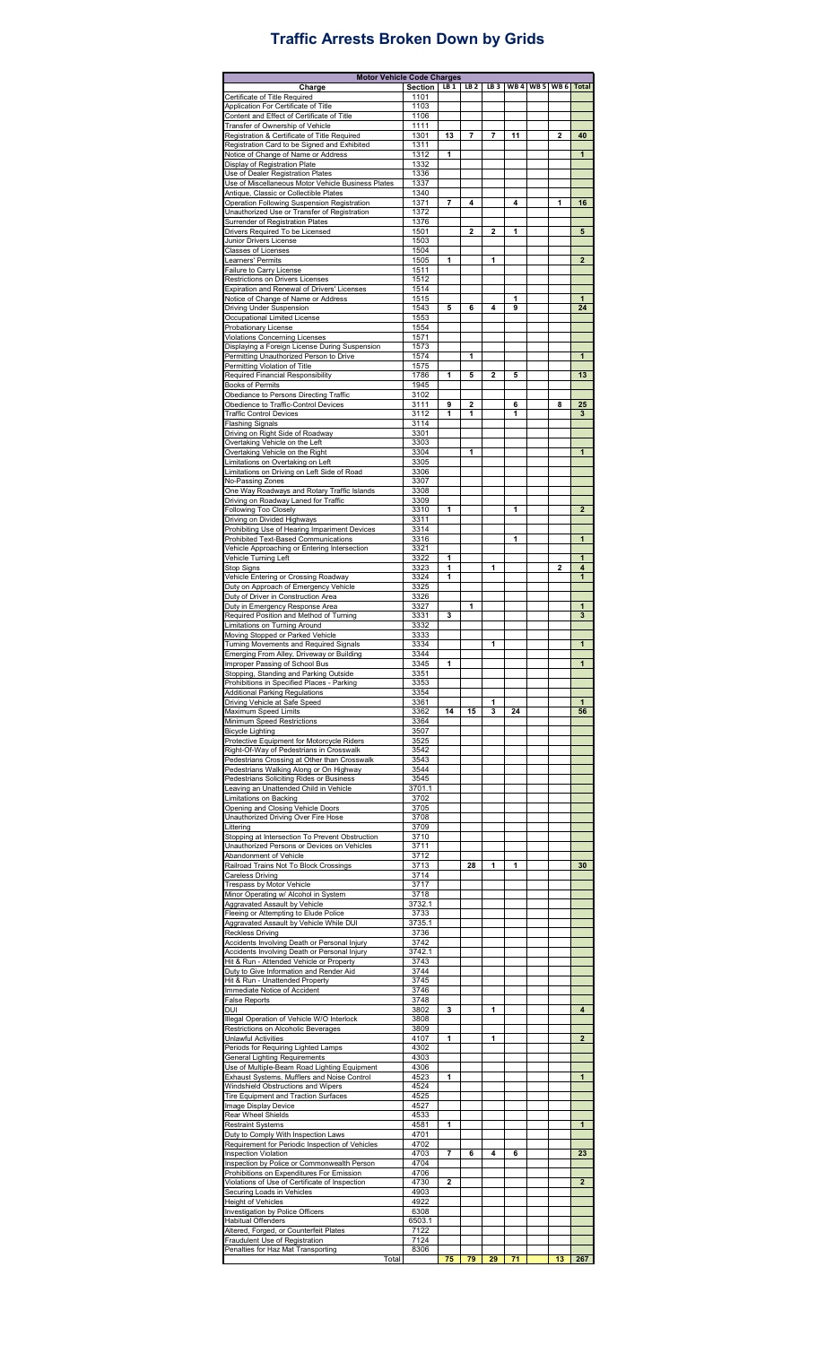# Traffic Arrests Broken Down by Grids

| Motor Vehicle Code Charges | | | | | | | | | |
|---|---|---|---|---|---|---|---|---|---|
| Charge | Section | LB 1 | LB 2 | LB 3 | WB 4 | WB 5 | WB 6 | Total |
| Certificate of Title Required | 1101 | | | | | | | |
| Application For Certificate of Title | 1103 | | | | | | | |
| Content and Effect of Certificate of Title | 1106 | | | | | | | |
| Transfer of Ownership of Vehicle | 1111 | | | | | | | |
| Registration & Certificate of Title Required | 1301 | 13 | 7 | 7 | 11 | | 2 | 40 |
| Registration Card to be Signed and Exhibited | 1311 | | | | | | | |
| Notice of Change of Name or Address | 1312 | 1 | | | | | | 1 |
| Display of Registration Plate | 1332 | | | | | | | |
| Use of Dealer Registration Plates | 1336 | | | | | | | |
| Use of Miscellaneous Motor Vehicle Business Plates | 1337 | | | | | | | |
| Antique, Classic or Collectible Plates | 1340 | | | | | | | |
| Operation Following Suspension Registration | 1371 | 7 | 4 | | 4 | | 1 | 16 |
| Unauthorized Use or Transfer of Registration | 1372 | | | | | | | |
| Surrender of Registration Plates | 1376 | | | | | | | |
| Drivers Required To be Licensed | 1501 | | 2 | 2 | 1 | | | 5 |
| Junior Drivers License | 1503 | | | | | | | |
| Classes of Licenses | 1504 | | | | | | | |
| Learners' Permits | 1505 | 1 | | 1 | | | | 2 |
| Failure to Carry License | 1511 | | | | | | | |
| Restrictions on Drivers Licenses | 1512 | | | | | | | |
| Expiration and Renewal of Drivers' Licenses | 1514 | | | | | | | |
| Notice of Change of Name or Address | 1515 | | | | 1 | | | 1 |
| Driving Under Suspension | 1543 | 5 | 6 | 4 | 9 | | | 24 |
| Occupational Limited License | 1553 | | | | | | | |
| Probationary License | 1554 | | | | | | | |
| Violations Concerning Licenses | 1571 | | | | | | | |
| Displaying a Foreign License During Suspension | 1573 | | | | | | | |
| Permitting Unauthorized Person to Drive | 1574 | | 1 | | | | | 1 |
| Permitting Violation of Title | 1575 | | | | | | | |
| Required Financial Responsibility | 1786 | 1 | 5 | 2 | 5 | | | 13 |
| Books of Permits | 1945 | | | | | | | |
| Obediance to Persons Directing Traffic | 3102 | | | | | | | |
| Obedience to Traffic-Control Devices | 3111 | 9 | 2 | | 6 | | 8 | 25 |
| Traffic Control Devices | 3112 | 1 | 1 | | 1 | | | 3 |
| Flashing Signals | 3114 | | | | | | | |
| Driving on Right Side of Roadway | 3301 | | | | | | | |
| Overtaking Vehicle on the Left | 3303 | | | | | | | |
| Overtaking Vehicle on the Right | 3304 | | 1 | | | | | 1 |
| Limitations on Overtaking on Left | 3305 | | | | | | | |
| Limitations on Driving on Left Side of Road | 3306 | | | | | | | |
| No-Passing Zones | 3307 | | | | | | | |
| One Way Roadways and Rotary Traffic Islands | 3308 | | | | | | | |
| Driving on Roadway Laned for Traffic | 3309 | | | | | | | |
| Following Too Closely | 3310 | 1 | | | 1 | | | 2 |
| Driving on Divided Highways | 3311 | | | | | | | |
| Prohibiting Use of Hearing Impairment Devices | 3314 | | | | | | | |
| Prohibited Text-Based Communications | 3316 | | | | 1 | | | 1 |
| Vehicle Approaching or Entering Intersection | 3321 | | | | | | | |
| Vehicle Turning Left | 3322 | 1 | | | | | | 1 |
| Stop Signs | 3323 | 1 | | 1 | | | 2 | 4 |
| Vehicle Entering or Crossing Roadway | 3324 | 1 | | | | | | 1 |
| Duty on Approach of Emergency Vehicle | 3325 | | | | | | | |
| Duty of Driver in Construction Area | 3326 | | | | | | | |
| Duty in Emergency Response Area | 3327 | | 1 | | | | | 1 |
| Required Position and Method of Turning | 3331 | 3 | | | | | | 3 |
| Limitations on Turning Around | 3332 | | | | | | | |
| Moving Stopped or Parked Vehicle | 3333 | | | | | | | |
| Turning Movements and Required Signals | 3334 | | | 1 | | | | 1 |
| Emerging From Alley, Driveway or Building | 3344 | | | | | | | |
| Improper Passing of School Bus | 3345 | 1 | | | | | | 1 |
| Stopping, Standing and Parking Outside | 3351 | | | | | | | |
| Prohibitions in Specified Places - Parking | 3353 | | | | | | | |
| Additional Parking Regulations | 3354 | | | | | | | |
| Driving Vehicle at Safe Speed | 3361 | | | 1 | | | | 1 |
| Maximum Speed Limits | 3362 | 14 | 15 | 3 | 24 | | | 56 |
| Minimum Speed Restrictions | 3364 | | | | | | | |
| Bicycle Lighting | 3507 | | | | | | | |
| Protective Equipment for Motorcycle Riders | 3525 | | | | | | | |
| Right-Of-Way of Pedestrians in Crosswalk | 3542 | | | | | | | |
| Pedestrians Crossing at Other than Crosswalk | 3543 | | | | | | | |
| Pedestrians Walking Along or On Highway | 3544 | | | | | | | |
| Pedestrians Soliciting Rides or Business | 3545 | | | | | | | |
| Leaving an Unattended Child in Vehicle | 3701.1 | | | | | | | |
| Limitations on Backing | 3702 | | | | | | | |
| Opening and Closing Vehicle Doors | 3705 | | | | | | | |
| Unauthorized Driving Over Fire Hose | 3708 | | | | | | | |
| Littering | 3709 | | | | | | | |
| Stopping at Intersection To Prevent Obstruction | 3710 | | | | | | | |
| Unauthorized Persons or Devices on Vehicles | 3711 | | | | | | | |
| Abandonment of Vehicle | 3712 | | | | | | | |
| Railroad Trains Not To Block Crossings | 3713 | | 28 | 1 | 1 | | | 30 |
| Careless Driving | 3714 | | | | | | | |
| Trespass by Motor Vehicle | 3717 | | | | | | | |
| Minor Operating w/ Alcohol in System | 3718 | | | | | | | |
| Aggravated Assault by Vehicle | 3732.1 | | | | | | | |
| Fleeing or Attempting to Elude Police | 3733 | | | | | | | |
| Aggravated Assault by Vehicle While DUI | 3735.1 | | | | | | | |
| Reckless Driving | 3736 | | | | | | | |
| Accidents Involving Death or Personal Injury | 3742 | | | | | | | |
| Accidents Involving Death or Personal Injury | 3742.1 | | | | | | | |
| Hit & Run - Attended Vehicle or Property | 3743 | | | | | | | |
| Duty to Give Information and Render Aid | 3744 | | | | | | | |
| Hit & Run - Unattended Property | 3745 | | | | | | | |
| Immediate Notice of Accident | 3746 | | | | | | | |
| False Reports | 3748 | | | | | | | |
| DUI | 3802 | 3 | | 1 | | | | 4 |
| Illegal Operation of Vehicle W/O Interlock | 3808 | | | | | | | |
| Restrictions on Alcoholic Beverages | 3809 | | | | | | | |
| Unlawful Activities | 4107 | 1 | | 1 | | | | 2 |
| Periods for Requiring Lighted Lamps | 4302 | | | | | | | |
| General Lighting Requirements | 4303 | | | | | | | |
| Use of Multiple-Beam Road Lighting Equipment | 4306 | | | | | | | |
| Exhaust Systems, Mufflers and Noise Control | 4523 | 1 | | | | | | 1 |
| Windshield Obstructions and Wipers | 4524 | | | | | | | |
| Tire Equipment and Traction Surfaces | 4525 | | | | | | | |
| Image Display Device | 4527 | | | | | | | |
| Rear Wheel Shields | 4533 | | | | | | | |
| Restraint Systems | 4581 | 1 | | | | | | 1 |
| Duty to Comply With Inspection Laws | 4701 | | | | | | | |
| Requirement for Periodic Inspection of Vehicles | 4702 | | | | | | | |
| Inspection Violation | 4703 | 7 | 6 | 4 | 6 | | | 23 |
| Inspection by Police or Commonwealth Person | 4704 | | | | | | | |
| Prohibitions on Expenditures For Emission | 4706 | | | | | | | |
| Violations of Use of Certificate of Inspection | 4730 | 2 | | | | | | 2 |
| Securing Loads in Vehicles | 4903 | | | | | | | |
| Height of Vehicles | 4922 | | | | | | | |
| Investigation by Police Officers | 6308 | | | | | | | |
| Habitual Offenders | 6503.1 | | | | | | | |
| Altered, Forged, or Counterfeit Plates | 7122 | | | | | | | |
| Fraudulent Use of Registration | 7124 | | | | | | | |
| Penalties for Haz Mat Transporting | 8306 | | | | | | | |
| Total | | 75 | 79 | 29 | 71 | | 13 | 267 |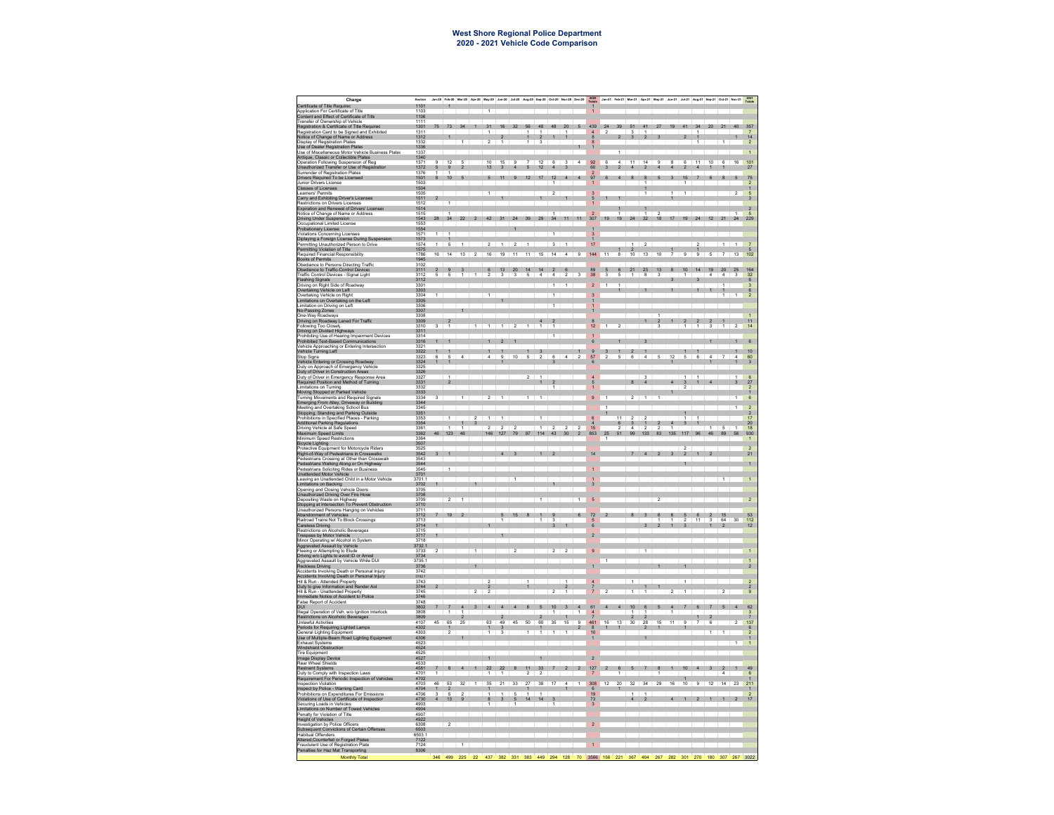# West Shore Regional Police Department
## 2020 - 2021 Vehicle Code Comparison

| Charge | Section | Jan-20 | Feb-20 | Mar-20 | Apr-20 | May-20 | Jun-20 | Jul-20 | Aug-20 | Sep-20 | Oct-20 | Nov-20 | Dec-20 | 2020 Totals | Jan-21 | Feb-21 | Mar-21 | Apr-21 | May-21 | Jun-21 | Jul-21 | Aug-21 | Sep-21 | Oct-21 | Nov-21 | 2021 Totals |
|---|---|---|---|---|---|---|---|---|---|---|---|---|---|---|---|---|---|---|---|---|---|---|---|---|---|---|
| Certificate of Title Required | 1101 | | 1 | | | | | | | | | | | 1 | | | | | | | | | | | | |
| Application For Certificate of Title | 1103 | | | | | 1 | | | | | | | | 1 | | | | | | | | | | | | |
| Content and Effect of Certificate of Title | 1106 | | | | | | | | | | | | | | | | | | | | | | | | | |
| Transfer of Ownership of Vehicle | 1111 | | | | | | | | | | | | | | | | | | | | | | | | | |
| Registration & Certificate of Title Required | 1301 | 75 | 73 | 34 | 1 | 31 | 16 | 32 | 56 | 48 | 48 | 20 | 5 | 439 | 24 | 39 | 51 | 41 | 27 | 19 | 41 | 34 | 20 | 21 | 40 | 357 |
| Registration Card to be Signed and Exhibited | 1311 | | | | | 1 | | | 1 | 1 | | 1 | | 4 | 2 | | | 3 | 1 | | | 1 | | | | 7 |
| Notice of Change of Name or Address | 1312 | | 1 | | | | 2 | | 1 | 2 | 1 | 1 | | 8 | | 2 | 3 | 2 | 3 | | 2 | 1 | | | 1 | 14 |
| Display of Registration Plates | 1332 | | | 1 | | 2 | 1 | | 1 | 3 | | | | 8 | | | | | | | | 1 | | 1 | | 2 |
| Use of Dealer Registration Plates | 1336 | | | | | | | | | | | 1 | | 1 | | | | | | | | | | | | |
| Use of Miscellaneous Motor Vehicle Business Plates | 1337 | | | | | | | | | | | | | | | 1 | | | | | | | | | | 1 |
| Antique, Classic or Collectible Plates | 1340 | | | | | | | | | | | | | | | | | | | | | | | | | |
| Operation Following Suspension of Reg | 1371 | 9 | 12 | 5 | | 10 | 15 | 9 | 7 | 12 | 6 | 3 | 4 | 92 | 6 | 4 | 11 | 14 | 9 | 8 | 6 | 11 | 10 | 6 | 16 | 101 |
| Unauthorized Transfer or Use of Registration | 1372 | 5 | 9 | 2 | | 13 | 3 | 4 | 5 | 12 | 4 | 3 | | 60 | 3 | 2 | 4 | 2 | 4 | 4 | 2 | 4 | 1 | 1 | | 27 |
| Surrender of Registration Plates | 1376 | 1 | 1 | | | | | | | | | | | 2 | | | | | | | | | | | | |
| Drivers Required To be Licensed | 1501 | 8 | 10 | 5 | | 5 | 11 | 9 | 12 | 17 | 12 | 4 | 4 | 97 | 6 | 4 | 8 | 8 | 5 | 3 | 15 | 7 | 6 | 8 | 5 | 75 |
| Junior Drivers License | 1503 | | | | | | | | | | 1 | | | | | | | 1 | | | 1 | | | | | 2 |
| Classes of Licenses | 1504 | | | | | | | | | | | | | | | | | 1 | | | | | | | | 1 |
| Learners' Permits | 1505 | | | | | 1 | | | | | 2 | | | 3 | | | | 1 | | 1 | 1 | | | | 2 | 5 |
| Carry and Exhibiting Driver's Licenses | 1511 | | 2 | | | | 1 | | | 1 | | 1 | | 5 | 1 | 1 | | | | 1 | | | | | | 3 |
| Restrictions on Drivers Licenses | 1512 | | 1 | | | | | | | | | | | 1 | | | | | | | | | | | | |
| Expiration and Renewal of Drivers' Licenses | 1514 | | | | | | | | | | | | | | | 1 | | 1 | | | | | | | | 2 |
| Notice of Change of Name or Address | 1515 | | 1 | | | | | | | | 1 | | | 2 | | 1 | | 1 | 2 | | | | | | 1 | 5 |
| Driving Under Suspension | 1543 | 28 | 34 | 22 | 2 | 42 | 31 | 24 | 39 | 29 | 34 | 11 | 11 | 307 | 19 | 19 | 24 | 32 | 18 | 17 | 19 | 24 | 12 | 21 | 24 | 229 |
| Occupational Limited License | 1553 | | | | | | | | | | | | | | | | | | | | | | | | | |
| Probationary License | 1554 | | | | | | | 1 | | | | | | 1 | | | | | | | | | | | | |
| Violations Concerning Licenses | 1571 | 1 | 1 | | | | | | | | 1 | | | 3 | | | | | | | | | | | | |
| Diplaying a Foreign License During Suspension | 1573 | | 1 | | | | | | | | | | | 1 | | | | | | | | | | | | |
| Permitting Unauthorized Person to Drive | 1574 | 1 | 5 | 1 | | 2 | 1 | 2 | 1 | | 3 | 1 | | 17 | | | 1 | 2 | | | | | 2 | 1 | 1 | 7 |
| Permitting Violation of Title | 1575 | | | | | | | | | | | | | | | 1 | 2 | | | 1 | | 1 | | | | 5 |
| Required Financial Responsibility | 1786 | 16 | 14 | 13 | 2 | 16 | 19 | 11 | 11 | 15 | 14 | 4 | 9 | 144 | 11 | 8 | 10 | 13 | 10 | 7 | 9 | 9 | 5 | 7 | 13 | 102 |
| Books of Permits | 1946 | | | | | | | | | | | | | | | | | | | | | | | | | |
| Obedience to Persons Directing Traffic | 3102 | | | | | | | | | | | | | | | | | | | | | | | | | |
| Obedience to Traffic-Control Devices | 3111 | 2 | 9 | 3 | | 6 | 13 | 20 | 14 | 14 | 2 | 6 | | 89 | 5 | 6 | 21 | 23 | 13 | 8 | 10 | 14 | 19 | 20 | 25 | 164 |
| Traffic Control Devices - Signal Light | 3112 | 5 | 5 | 1 | 1 | 2 | 3 | 3 | 5 | 4 | 4 | 2 | 3 | 38 | 3 | 5 | 1 | 8 | 3 | | 1 | | 4 | 4 | 3 | 32 |
| Flashing Signals | 3114 | | | | | | | | | | | | | | | | | | | 3 | | 3 | | | | 6 |
| Driving on Right Side of Roadway | 3301 | | | | | | | | | | 1 | 1 | | 2 | 1 | 1 | | | | | | | | 1 | | 3 |
| Overtaking Vehicle on Left | 3303 | | | | | | | | | | | | | | | 1 | | 1 | | 1 | | 1 | 1 | 1 | | 6 |
| Overtaking Vehicle on Right | 3304 | 1 | | | | 1 | | | | | 1 | | | 3 | | | | | | | | | | 1 | 1 | 2 |
| Limitations on Overtaking on the Left | 3305 | | | | | | 1 | | | | | | | 1 | | | | | | | | | | | | |
| Limitation on Driving on Left | 3306 | | | | | | | | | | 1 | | | 1 | | | | | | | | | | | | |
| No-Passing Zones | 3307 | | | 1 | | | | | | | | | | 1 | | | | | | | | | | | | |
| One-Way Roadways | 3308 | | | | | | | | | | | | | | | | | | 1 | | | | | | | 1 |
| Driving on Roadway Laned For Traffic | 3309 | | 2 | | | | | | | 4 | 2 | | | 8 | | | | 1 | 2 | 1 | 2 | 2 | 2 | 1 | | 11 |
| Following Too Closely | 3310 | 3 | 1 | | 1 | 1 | 1 | 2 | 1 | 1 | 1 | | | 12 | 1 | 2 | | | 3 | | 1 | 1 | 3 | 1 | 2 | 14 |
| Driving on Divided Highways | 3311 | | | | | | | | | | | | | | | | | | | | | | | | | |
| Prohibiting Use of Hearing Impairment Devices | 3314 | | | | | | | | | | 1 | | | 1 | | | | | | | | | | | | |
| Prohibited Text-Based Communications | 3316 | 1 | 1 | | | 1 | 2 | 1 | | | | | | 6 | | 1 | | 3 | | | | | 1 | | 1 | 6 |
| Vehicle Approaching or Entering Intersection | 3321 | | | | | | | | | | | | | | | | | | | | | | | | | |
| Vehicle Turning Left | 3322 | 1 | 1 | | | 1 | 1 | | 1 | 3 | | | 1 | 9 | 3 | 1 | 2 | 1 | | | 1 | 1 | | | 1 | 10 |
| Stop Signs | 3323 | 6 | 5 | 4 | | 4 | 9 | 10 | 5 | 2 | 6 | 4 | 2 | 57 | 2 | 5 | 6 | 4 | 5 | 12 | 5 | 6 | 4 | 7 | 4 | 60 |
| Vehicle Entering or Crossing Roadway | 3324 | 1 | 1 | | | | 1 | | | | 3 | | | 6 | | | | | | 1 | | | 1 | | 1 | 3 |
| Duty on Approach of Emergency Vehicle | 3325 | | | | | | | | | | | | | | | | | | | | | | | | | |
| Duty of Driver in Construction Areas | 3326 | | | | | | | | | | | | | | | | | | | | | | | | | |
| Duty of Driver in Emergency Response Area | 3327 | | 1 | | | | | | 2 | 1 | | | | 4 | | | | 3 | | | 1 | 1 | | | 1 | 6 |
| Required Position and Method of Turning | 3331 | | 2 | | | | | | | 1 | 2 | | | 5 | | | 8 | 4 | | 4 | 3 | 1 | 4 | | 3 | 27 |
| Limitations on Turning | 3332 | | | | | | | | | | 1 | | | 1 | | | | | | | 2 | | | | | 2 |
| Moving Stopped or Parked Vehicle | 3333 | | | | | | | | | | | | | | | | | | | 1 | | | | | | 1 |
| Turning Movements and Required Signals | 3334 | 3 | | 1 | | 2 | 1 | | 1 | 1 | | | | 9 | 1 | | 2 | 1 | 1 | | | | | | 1 | 6 |
| Emerging From Alley, Driveway or Building | 3344 | | | | | | | | | | | | | | | | | | | | | | | | | |
| Meeting and Overtaking School Bus | 3345 | | | | | | | | | | | | | | 1 | | | | | | | | | | 1 | 2 |
| Stopping, Standing and Parking Outside | 3351 | | | | | | | | | | | | | | 1 | | | | | | 1 | | | | | 2 |
| Prohibitions in Specified Places - Parking | 3353 | | 1 | | 2 | 1 | 1 | | | 1 | | | | 6 | | 11 | 2 | 2 | | | 1 | 1 | | | | 17 |
| Additional Parking Regulations | 3354 | | | 1 | 3 | | | | | | | | | 4 | | 6 | 3 | 1 | 2 | 4 | 3 | 1 | | | | 20 |
| Driving Vehicle at Safe Speed | 3361 | | 1 | 1 | | 2 | 2 | 2 | | 1 | 2 | 2 | 2 | 15 | | 2 | 4 | 2 | 2 | 1 | | | 1 | 5 | 1 | 18 |
| Maximum Speed Limits | 3362 | 46 | 123 | 46 | | 146 | 127 | 79 | 97 | 114 | 43 | 30 | 2 | 853 | 25 | 51 | 99 | 133 | 83 | 135 | 117 | 96 | 46 | 89 | 56 | 930 |
| Minimum Speed Restrictions | 3364 | | | | | | | | | | | | | | 1 | | | | | | | | | | | 1 |
| Bicycle Lighting | 3507 | | | | | | | | | | | | | | | | | | | | | | | | | |
| Protective Equipment for Motorcycle Riders | 3525 | | | | | | | | | | | | | | | | | | | | 2 | | | | | 2 |
| Right-of-Way of Pedestrians in Crosswalks | 3542 | 3 | 1 | | | | 4 | 3 | | 1 | 2 | | | 14 | | | 7 | 4 | 2 | 3 | 2 | 1 | 2 | | | 21 |
| Pedestrians Crossing at Other than Crosswalk | 3543 | | | | | | | | | | | | | | | | | | | | | | | | | |
| Pedestrians Walking Along or On Highway | 3544 | | | | | | | | | | | | | | | | | | | | 1 | | | | | 1 |
| Pedestrians Soliciting Rides or Business | 3545 | | 1 | | | | | | | | | | | 1 | | | | | | | | | | | | |
| Unattended Motor Vehicle | 3701 | | | | | | | | | | | | | | | | | | | | | | | | | |
| Leaving an Unattended Child in a Motor Vehicle | 3701.1 | | | | | | | 1 | | | | | | 1 | | | | | | | | | | 1 | | 1 |
| Limitations on Backing | 3702 | 1 | | | 1 | | | | | | 1 | | | 3 | | | | | | | | | | | | |
| Opening and Closing Vehicle Doors | 3705 | | | | | | | | | | | | | | | | | | | | | | | | | |
| Unauthorized Driving Over Fire Hose | 3708 | | | | | | | | | | | | | | | | | | | | | | | | | |
| Depositing Waste on Highway | 3709 | | 2 | 1 | | | | | | 1 | | | 1 | 5 | | | | | 2 | | | | | | | 2 |
| Stopping at Intersection To Prevent Obstruction | 3710 | | | | | | | | | | | | | | | | | | | | | | | | | |
| Unauthorized Persons Hanging on Vehicles | 3711 | | | | | | | | | | | | | | | | | | | | | | | | | |
| Abandonment of Vehicles | 3712 | 7 | 19 | 2 | | | 5 | 15 | 8 | 1 | 9 | | 6 | 72 | 2 | | 8 | 3 | 6 | 6 | 5 | 6 | 2 | 15 | | 53 |
| Railroad Trains Not To Block Crossings | 3713 | | | | | | 1 | | | 1 | 3 | | | 5 | | | | | 1 | 1 | 2 | 11 | 3 | 64 | 30 | 112 |
| Careless Driving | 3714 | 1 | | | | 1 | | | | | 3 | 1 | | 6 | | | | 3 | 2 | 1 | 3 | | 1 | 2 | | 12 |
| Restrictions on Alcoholic Beverages | 3715 | | | | | | | | | | | | | | | | | | | | | | | | | |
| Trespass by Motor Vehicle | 3717 | 1 | | | | | 1 | | | | | | | 2 | | | | | | | | | | | | |
| Minor Operating w/ Alcohol in System | 3718 | | | | | | | | | | | | | | | | | | | | | | | | | |
| Aggravated Assault by Vehicle | 3732.1 | | | | | | | | | | | | | | | | | | | | | | | | | |
| Fleeing or Attempting to Elude | 3733 | 2 | | | 1 | | | 2 | | | 2 | 2 | | 9 | | | | 1 | | | | | | | | 1 |
| Driving w/o Lights to avoid ID or Arrest | 3734 | | | | | | | | | | | | | | | | | | | | | | | | | |
| Aggravated Assault by Vehicle While DUI | 3735.1 | | | | | | | | | | | | | | 1 | | | | | | | | | | | 1 |
| Reckless Driving | 3736 | | | | 1 | | | | | | | | | 1 | | | | | 1 | | 1 | | | | | 2 |
| Accidents Involving Death or Personal Injury | 3742 | | | | | | | | | | | | | | | | | | | | | | | | | |
| Accidents Involving Death or Personal Injury | 3742.1 | | | | | | | | | | | | | | | | | | | | | | | | | |
| Hit & Run - Attended Property | 3743 | | | | | 2 | | | 1 | | | 1 | | 4 | | | 1 | | | | 1 | | | | | 2 |
| Duty to give Information and Render Aid | 3744 | 2 | | | | 2 | | | 1 | | | 2 | | 7 | | | | 1 | 1 | | | | | | | 2 |
| Hit & Run - Unattended Property | 3745 | | | | 2 | 2 | | | | | 2 | 1 | | 7 | 2 | | 1 | 1 | | 2 | 1 | | | 2 | | 9 |
| Immediate Notice of Accident to Police | 3746 | | | | | | | | | | | | | | | | | | | | | | | | | |
| False Report of Accident | 3748 | | | | | | | | | | | | | | | | | | | | | | | | | |
| DUI | 3802 | 7 | 7 | 4 | 3 | 4 | 4 | 4 | 6 | 5 | 10 | 3 | 4 | 61 | 4 | 4 | 10 | 6 | 5 | 4 | 7 | 6 | 7 | 5 | 4 | 62 |
| Illegal Operation of Veh. w/o Ignition Interlock | 3808 | | 1 | 1 | | | | | | | 1 | | 1 | 4 | | | 1 | 1 | | 1 | | | | | | 3 |
| Restrictions on Alcoholic Beverages | 3809 | | | 2 | | | | | | 2 | | 1 | | 7 | | | 2 | 2 | | | | 1 | 2 | | | 7 |
| Unlawful Activities | 4107 | 45 | 65 | 25 | | 63 | 49 | 45 | 50 | 60 | 35 | 15 | 9 | 461 | 16 | 13 | 30 | 28 | 15 | 11 | 9 | 7 | 6 | | 2 | 137 |
| Periods for Requiring Lighted Lamps | 4302 | | | | | 1 | 3 | | | | 1 | | 2 | 8 | 1 | 1 | | 2 | 1 | | 1 | | | | | 6 |
| General Lighting Equipment | 4303 | | 2 | | | 1 | 3 | | 1 | 1 | 1 | 1 | | 10 | | | | | | | | | 1 | 1 | | 2 |
| Use of Multiple-Beam Road Lighting Equipment | 4306 | | | 1 | | | | | | | | | | 1 | | | | 1 | | | | | | | | 1 |
| Exhaust Systems | 4523 | | | | | | | | | | | | | | | | | | | | | | | | 1 | 1 |
| Windshield Obstruction | 4524 | | | | | | | | | | | | | | | | | | | | | | | | | |
| Tire Equipment | 4525 | | | | | | | | | | | | | | | | | | | | | | | | | |
| Image Display Device | 4527 | | | | | 1 | | | | 1 | | | | 2 | | | | | | | | | | | | |
| Rear Wheel Shields | 4533 | | | | | | | | | | | | | | | | | | | | | | | | | |
| Restraint Systems | 4581 | 7 | 8 | 4 | 1 | 22 | 22 | 8 | 11 | 33 | 7 | 2 | 2 | 127 | 2 | 6 | 5 | 7 | 8 | 1 | 10 | 4 | 3 | 2 | 1 | 49 |
| Duty to Comply with Inspection Laws | 4701 | 1 | | | | 1 | 1 | | 2 | 2 | | | | 7 | | 1 | | | 1 | | | | | 4 | | 6 |
| Requirement For Periodic Inspection of Vehicles | 4702 | | | | | | | | | | | | | | | | | | | | 1 | | | | | 1 |
| Inspection Violation | 4703 | 46 | 53 | 32 | 1 | 35 | 21 | 33 | 27 | 38 | 17 | 4 | 1 | 308 | 12 | 20 | 32 | 34 | 29 | 16 | 10 | 9 | 12 | 14 | 23 | 211 |
| Inspect by Police - Warning Card | 4704 | 1 | 2 | | | 1 | | | 1 | | 1 | | | 6 | | 1 | | | | | | | | | | 1 |
| Prohibitions on Expenditures For Emissions | 4706 | 3 | 5 | 2 | | 1 | 1 | 5 | 1 | 1 | | | | 19 | | | 1 | 1 | | | | | | | | 2 |
| Violations of Use of Certificate of Inspection | 4730 | 4 | 13 | 9 | | 8 | 3 | 5 | 14 | 14 | 3 | | | 73 | | | 4 | 2 | | 4 | 1 | 2 | 1 | 1 | 2 | 17 |
| Securing Loads in Vehicles | 4903 | | | | | 1 | | 1 | | | 1 | | | 3 | | | | | | | | | | | | |
| Limitations on Number of Towed Vehicles | 4904 | | | | | | | | | | | | | | | | | | | | | | | | | |
| Penalty for Violation of Title | 4907 | | | | | | | | | | | | | | | | | | | | | | | | | |
| Height of Vehicles | 4922 | | | | | | | | | | | | | | | | | | | | | | | | | |
| Investigation by Police Officers | 6308 | | 2 | | | | | | | | | | | 2 | | | | | | | | | | | | |
| Subsequent Convictions of Certain Offenses | 6503 | | | | | | | | | | | | | | | | | | | | | | | | | |
| Habitual Offenders | 6503.1 | | | | | | | | | | | | | | | | | | | | | | | | | |
| Altered Counterfeit or Forged Plates | 7122 | | | | | | | | | | | | | | | | | | | | | | | | | |
| Fraudulent Use of Registration Plate | 7124 | | | 1 | | | | | | | | | | 1 | | | | | | | | | | | | |
| Penalties for Haz Mat Transporting | 8306 | | | | | | | | | | | | | | | | | | | | | | | | | |
| Monthly Total | | 346 | 499 | 225 | 22 | 437 | 382 | 331 | 383 | 449 | 294 | 128 | 70 | 3566 | 156 | 221 | 367 | 404 | 267 | 282 | 301 | 270 | 180 | 307 | 267 | 3022 |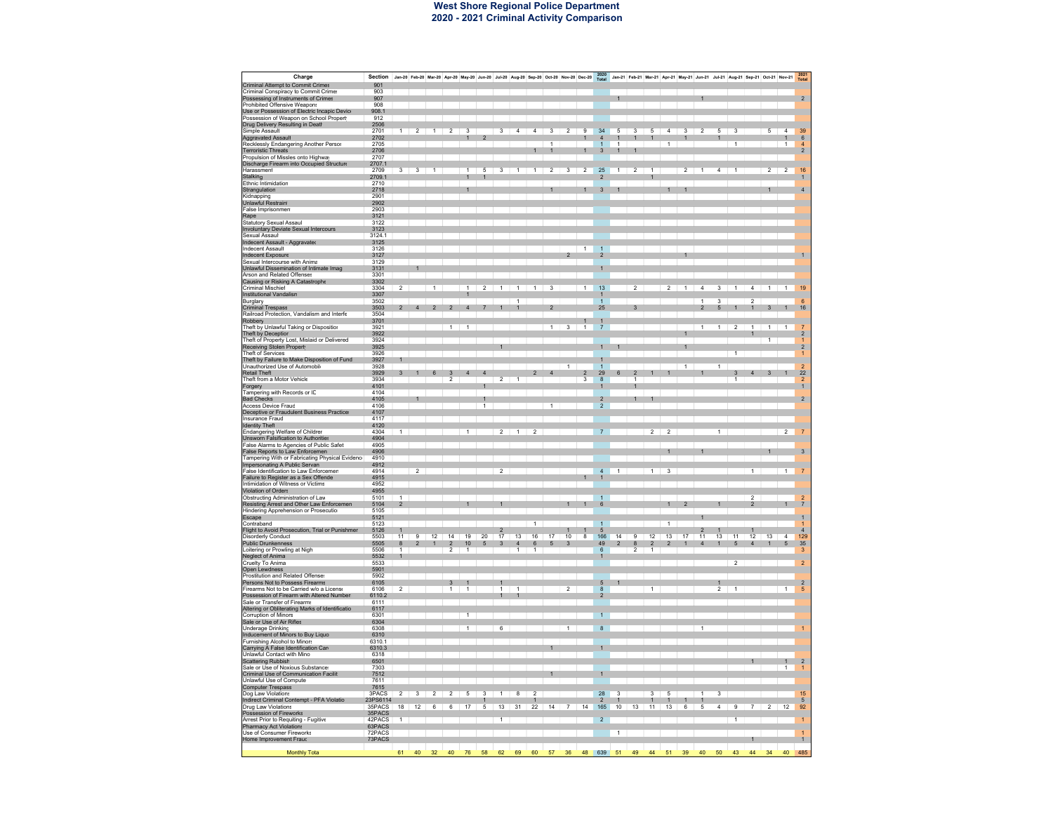# West Shore Regional Police Department
## 2020 - 2021 Criminal Activity Comparison

| Charge | Section | Jan-20 | Feb-20 | Mar-20 | Apr-20 | May-20 | Jun-20 | Jul-20 | Aug-20 | Sep-20 | Oct-20 | Nov-20 | Dec-20 | 2020 Total | Jan-21 | Feb-21 | Mar-21 | Apr-21 | May-21 | Jun-21 | Jul-21 | Aug-21 | Sep-21 | Oct-21 | Nov-21 | 2021 Total |
|---|---|---|---|---|---|---|---|---|---|---|---|---|---|---|---|---|---|---|---|---|---|---|---|---|---|---|
| Criminal Attempt to Commit Crimes | 901 | | | | | | | | | | | | | | | | | | | | | | | | | |
| Criminal Conspiracy to Commit Crimes | 903 | | | | | | | | | | | | | | | | | | | | | | | | | |
| Possessing of Instruments of Crimes | 907 | | | | | | | | | | | | | | 1 | | | | | 1 | | | | | | 2 |
| Prohibited Offensive Weapons | 908 | | | | | | | | | | | | | | | | | | | | | | | | | |
| Use or Possession of Electric Incapac Device | 908.1 | | | | | | | | | | | | | | | | | | | | | | | | | |
| Possession of Weapon on School Property | 912 | | | | | | | | | | | | | | | | | | | | | | | | | |
| Drug Delivery Resulting in Death | 2506 | | | | | | | | | | | | | | | | | | | | | | | | | |
| Simple Assault | 2701 | 1 | 2 | 1 | 2 | 3 | | 3 | 4 | 4 | 3 | 2 | 9 | 34 | 5 | 3 | 5 | 4 | 3 | 2 | 5 | 3 | | 5 | 4 | 39 |
| Aggravated Assault | 2702 | | | | | 1 | 2 | | | | | | 1 | 4 | 1 | 1 | 1 | | 1 | | 1 | | | | 1 | 6 |
| Recklessly Endangering Another Person | 2705 | | | | | | | | | | 1 | | | 1 | 1 | | | 1 | | | | 1 | | | 1 | 4 |
| Terroristic Threats | 2706 | | | | | | | | | 1 | 1 | | 1 | 3 | 1 | 1 | | | | | | | | | | 2 |
| Propulsion of Missiles onto Highway | 2707 | | | | | | | | | | | | | | | | | | | | | | | | | |
| Discharge Firearm into Occupied Structure | 2707.1 | | | | | | | | | | | | | | | | | | | | | | | | | |
| Harassment | 2709 | 3 | 3 | 1 | | 1 | 5 | 3 | 1 | 1 | 2 | 3 | 2 | 25 | 1 | 2 | 1 | | 2 | 1 | 4 | 1 | | 2 | 2 | 16 |
| Stalking | 2709.1 | | | | | 1 | 1 | | | | | | | 2 | | | 1 | | | | | | | | | 1 |
| Ethnic Intimidation | 2710 | | | | | | | | | | | | | | | | | | | | | | | | | |
| Strangulation | 2718 | | | | | 1 | | | | | 1 | | 1 | 3 | 1 | | | 1 | 1 | | | | | 1 | | 4 |
| Kidnapping | 2901 | | | | | | | | | | | | | | | | | | | | | | | | | |
| Unlawful Restraint | 2902 | | | | | | | | | | | | | | | | | | | | | | | | | |
| False Imprisonment | 2903 | | | | | | | | | | | | | | | | | | | | | | | | | |
| Rape | 3121 | | | | | | | | | | | | | | | | | | | | | | | | | |
| Statutory Sexual Assault | 3122 | | | | | | | | | | | | | | | | | | | | | | | | | |
| Involuntary Deviate Sexual Intercourse | 3123 | | | | | | | | | | | | | | | | | | | | | | | | | |
| Sexual Assault | 3124.1 | | | | | | | | | | | | | | | | | | | | | | | | | |
| Indecent Assault - Aggravated | 3125 | | | | | | | | | | | | | | | | | | | | | | | | | |
| Indecent Assault | 3126 | | | | | | | | | | | | 1 | 1 | | | | | | | | | | | | |
| Indecent Exposure | 3127 | | | | | | | | | | | 2 | | 2 | | | | | 1 | | | | | | | 1 |
| Sexual Intercourse with Animal | 3129 | | | | | | | | | | | | | | | | | | | | | | | | | |
| Unlawful Dissemination of Intimate Image | 3131 | | 1 | | | | | | | | | | | 1 | | | | | | | | | | | | |
| Arson and Related Offenses | 3301 | | | | | | | | | | | | | | | | | | | | | | | | | |
| Causing or Risking A Catastrophe | 3302 | | | | | | | | | | | | | | | | | | | | | | | | | |
| Criminal Mischief | 3304 | 2 | | 1 | | 1 | 2 | 1 | 1 | 1 | 3 | | 1 | 13 | | 2 | | 2 | 1 | 4 | 3 | 1 | 4 | 1 | 1 | 19 |
| Institutional Vandalism | 3307 | | | | | 1 | | | | | | | | 1 | | | | | | | | | | | | |
| Burglary | 3502 | | | | | | | | 1 | | | | | 1 | | | | | | 1 | 3 | | 2 | | | 6 |
| Criminal Trespass | 3503 | 2 | 4 | 2 | 2 | 4 | 7 | 1 | 1 | | 2 | | | 25 | | 3 | | | | 2 | 5 | 1 | 1 | 3 | 1 | 16 |
| Railroad Protection, Vandalism and Interfe | 3504 | | | | | | | | | | | | | | | | | | | | | | | | | |
| Robbery | 3701 | | | | | | | | | | | | 1 | 1 | | | | | | | | | | | | |
| Theft by Unlawful Taking or Disposition | 3921 | | | | 1 | 1 | | | | | 1 | 3 | 1 | 7 | | | | | | 1 | 1 | 2 | 1 | 1 | 1 | 7 |
| Theft by Deception | 3922 | | | | | | | | | | | | | | | | | | 1 | | | | 1 | | | 2 |
| Theft of Property Lost, Mislaid or Delivered | 3924 | | | | | | | | | | | | | | | | | | | | | | | 1 | | 1 |
| Receiving Stolen Property | 3925 | | | | | | | 1 | | | | | | 1 | 1 | | | | 1 | | | | | | | 2 |
| Theft of Services | 3926 | | | | | | | | | | | | | | | | | | | | | 1 | | | | 1 |
| Theft by Failure to Make Disposition of Fund | 3927 | 1 | | | | | | | | | | | | 1 | | | | | | | | | | | | |
| Unauthorized Use of Automobile | 3928 | | | | | | | | | | | 1 | | 1 | | | | | 1 | | 1 | | | | | 2 |
| Retail Theft | 3929 | 3 | 1 | 6 | 3 | 4 | 4 | | | 2 | 4 | | 2 | 29 | 6 | 2 | 1 | 1 | | 1 | | 3 | 4 | 3 | 1 | 22 |
| Theft from a Motor Vehicle | 3934 | | | | 2 | | | 2 | 1 | | | | 3 | 8 | | 1 | | | | | | 1 | | | | 2 |
| Forgery | 4101 | | | | | | 1 | | | | | | | 1 | | 1 | | | | | | | | | | 1 |
| Tampering with Records or ID | 4104 | | | | | | | | | | | | | | | | | | | | | | | | | |
| Bad Checks | 4105 | | 1 | | | | 1 | | | | | | | 2 | | 1 | 1 | | | | | | | | | 2 |
| Access Device Fraud | 4106 | | | | | | 1 | | | | 1 | | | 2 | | | | | | | | | | | | |
| Deceptive or Fraudulent Business Practices | 4107 | | | | | | | | | | | | | | | | | | | | | | | | | |
| Insurance Fraud | 4117 | | | | | | | | | | | | | | | | | | | | | | | | | |
| Identity Theft | 4120 | | | | | | | | | | | | | | | | | | | | | | | | | |
| Endangering Welfare of Children | 4304 | 1 | | | | 1 | | 2 | 1 | 2 | | | | 7 | | | 2 | 2 | | | 1 | | | | 2 | 7 |
| Unsworn Falsification to Authorities | 4904 | | | | | | | | | | | | | | | | | | | | | | | | | |
| False Alarms to Agencies of Public Safety | 4905 | | | | | | | | | | | | | | | | | | | | | | | | | |
| False Reports to Law Enforcement | 4906 | | | | | | | | | | | | | | | | | 1 | | 1 | | | | 1 | | 3 |
| Tampering With or Fabricating Physical Evidence | 4910 | | | | | | | | | | | | | | | | | | | | | | | | | |
| Impersonating A Public Servant | 4912 | | | | | | | | | | | | | | | | | | | | | | | | | |
| False Identification to Law Enforcement | 4914 | | 2 | | | | | 2 | | | | | | 4 | 1 | | 1 | 3 | | | | | 1 | | 1 | 7 |
| Failure to Register as a Sex Offender | 4915 | | | | | | | | | | | | 1 | 1 | | | | | | | | | | | | |
| Intimidation of Witness or Victims | 4952 | | | | | | | | | | | | | | | | | | | | | | | | | |
| Violation of Orders | 4955 | | | | | | | | | | | | | | | | | | | | | | | | | |
| Obstructing Administration of Law | 5101 | 1 | | | | | | | | | | | | 1 | | | | | | | | | 2 | | | 2 |
| Resisting Arrest and Other Law Enforcement | 5104 | 2 | | | | 1 | | 1 | | | | 1 | 1 | 6 | | | | 1 | 2 | | 1 | | 2 | | 1 | 7 |
| Hindering Apprehension or Prosecution | 5105 | | | | | | | | | | | | | | | | | | | | | | | | | |
| Escape | 5121 | | | | | | | | | | | | | | | | | | | 1 | | | | | | 1 |
| Contraband | 5123 | | | | | | | | | 1 | | | | 1 | | | | 1 | | | | | | | | 1 |
| Flight to Avoid Prosecution, Trial or Punishment | 5126 | 1 | | | | | | 2 | | | | 1 | 1 | 5 | | | | | | 2 | 1 | | 1 | | | 4 |
| Disorderly Conduct | 5503 | 11 | 9 | 12 | 14 | 19 | 20 | 17 | 13 | 16 | 17 | 10 | 8 | 166 | 14 | 9 | 12 | 13 | 17 | 11 | 13 | 11 | 12 | 13 | 4 | 129 |
| Public Drunkenness | 5505 | 8 | 2 | 1 | 2 | 10 | 5 | 3 | 4 | 6 | 5 | 3 | | 49 | 2 | 8 | 2 | 2 | 1 | 4 | 1 | 5 | 4 | 1 | 5 | 35 |
| Loitering or Prowling at Night | 5506 | 1 | | | 2 | 1 | | | 1 | 1 | | | | 6 | | 2 | 1 | | | | | | | | | 3 |
| Neglect of Animal | 5532 | 1 | | | | | | | | | | | | 1 | | | | | | | | | | | | |
| Cruelty To Animal | 5533 | | | | | | | | | | | | | | | | | | | | | 2 | | | | 2 |
| Open Lewdness | 5901 | | | | | | | | | | | | | | | | | | | | | | | | | |
| Prostitution and Related Offenses | 5902 | | | | | | | | | | | | | | | | | | | | | | | | | |
| Persons Not to Possess Firearms | 6105 | | | | 3 | 1 | | 1 | | | | | | 5 | 1 | | | | | | 1 | | | | | 2 |
| Firearms Not to be Carried w/o a License | 6106 | 2 | | | 1 | 1 | | 1 | 1 | | | 2 | | 8 | | | 1 | | | | 2 | 1 | | | 1 | 5 |
| Possession of Firearm with Altered Number | 6110.2 | | | | | | | 1 | 1 | | | | | 2 | | | | | | | | | | | | |
| Sale or Transfer of Firearms | 6111 | | | | | | | | | | | | | | | | | | | | | | | | | |
| Altering or Obliterating Marks of Identification | 6117 | | | | | | | | | | | | | | | | | | | | | | | | | |
| Corruption of Minors | 6301 | | | | | 1 | | | | | | | | 1 | | | | | | | | | | | | |
| Sale or Use of Air Rifles | 6304 | | | | | | | | | | | | | | | | | | | | | | | | | |
| Underage Drinking | 6308 | | | | | 1 | | 6 | | | | 1 | | 8 | | | | | | 1 | | | | | | 1 |
| Inducement of Minors to Buy Liquor | 6310 | | | | | | | | | | | | | | | | | | | | | | | | | |
| Furnishing Alcohol to Minors | 6310.1 | | | | | | | | | | | | | | | | | | | | | | | | | |
| Carrying A False Identification Card | 6310.3 | | | | | | | | | | 1 | | | 1 | | | | | | | | | | | | |
| Unlawful Contact with Minor | 6318 | | | | | | | | | | | | | | | | | | | | | | | | | |
| Scattering Rubbish | 6501 | | | | | | | | | | | | | | | | | | | | | | 1 | | 1 | 2 |
| Sale or Use of Noxious Substances | 7303 | | | | | | | | | | | | | | | | | | | | | | | | 1 | 1 |
| Criminal Use of Communication Facility | 7512 | | | | | | | | | | 1 | | | 1 | | | | | | | | | | | | |
| Unlawful Use of Computer | 7611 | | | | | | | | | | | | | | | | | | | | | | | | | |
| Computer Trespass | 7615 | | | | | | | | | | | | | | | | | | | | | | | | | |
| Dog Law Violations | 3PACS | 2 | 3 | 2 | 2 | 5 | 3 | 1 | 8 | 2 | | | | 28 | 3 | | 3 | 5 | | 1 | 3 | | | | | 15 |
| Indirect Criminal Contempt - PFA Violation | 23PS6114 | | | | | | 1 | | | 1 | | | | 2 | 1 | | 1 | 1 | 1 | 1 | | | | | | 5 |
| Drug Law Violations | 35PACS | 18 | 12 | 6 | 6 | 17 | 5 | 13 | 31 | 22 | 14 | 7 | 14 | 165 | 10 | 13 | 11 | 13 | 6 | 5 | 4 | 9 | 7 | 2 | 12 | 92 |
| Possession of Fireworks | 35PACS | | | | | | | | | | | | | | | | | | | | | | | | | |
| Arrest Prior to Requiting - Fugitive | 42PACS | 1 | | | | | | 1 | | | | | | 2 | | | | | | | | 1 | | | | 1 |
| Pharmacy Act Violations | 63PACS | | | | | | | | | | | | | | | | | | | | | | | | | |
| Use of Consumer Fireworks | 72PACS | | | | | | | | | | | | | | 1 | | | | | | | | | | | 1 |
| Home Improvement Fraud | 73PACS | | | | | | | | | | | | | | | | | | | | | | 1 | | | 1 |
| Monthly Total | | 61 | 40 | 32 | 40 | 76 | 58 | 62 | 69 | 60 | 57 | 36 | 48 | 639 | 51 | 49 | 44 | 51 | 39 | 40 | 50 | 43 | 44 | 34 | 40 | 485 |